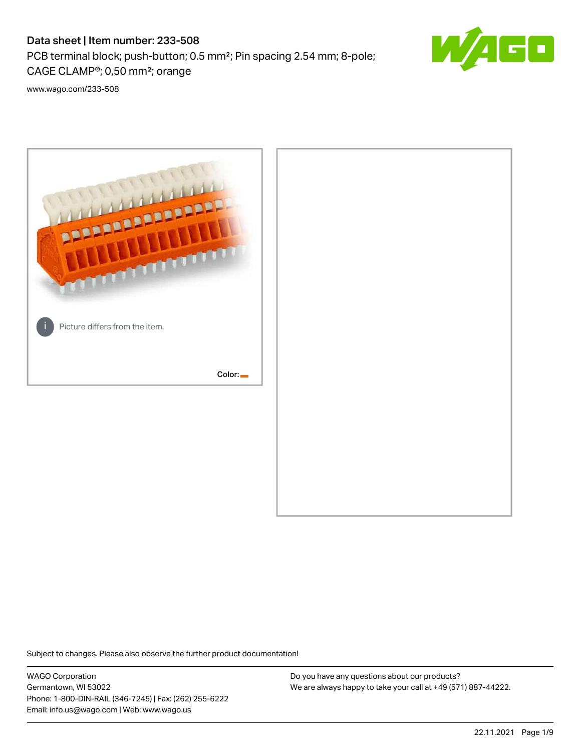# Data sheet | Item number: 233-508

PCB terminal block; push-button; 0.5 mm²; Pin spacing 2.54 mm; 8-pole; CAGE CLAMP®; 0,50 mm²; orange

www.wago.com/233-508

Picture differs from the item.

Color:

Subject to changes. Please also observe the further product documentation!

WAGO Corporation
Germantown, WI 53022
Phone: 1-800-DIN-RAIL (346-7245) | Fax: (262) 255-6222
Email: info.us@wago.com | Web: www.wago.us

Do you have any questions about our products?
We are always happy to take your call at +49 (571) 887-44222.

22.11.2021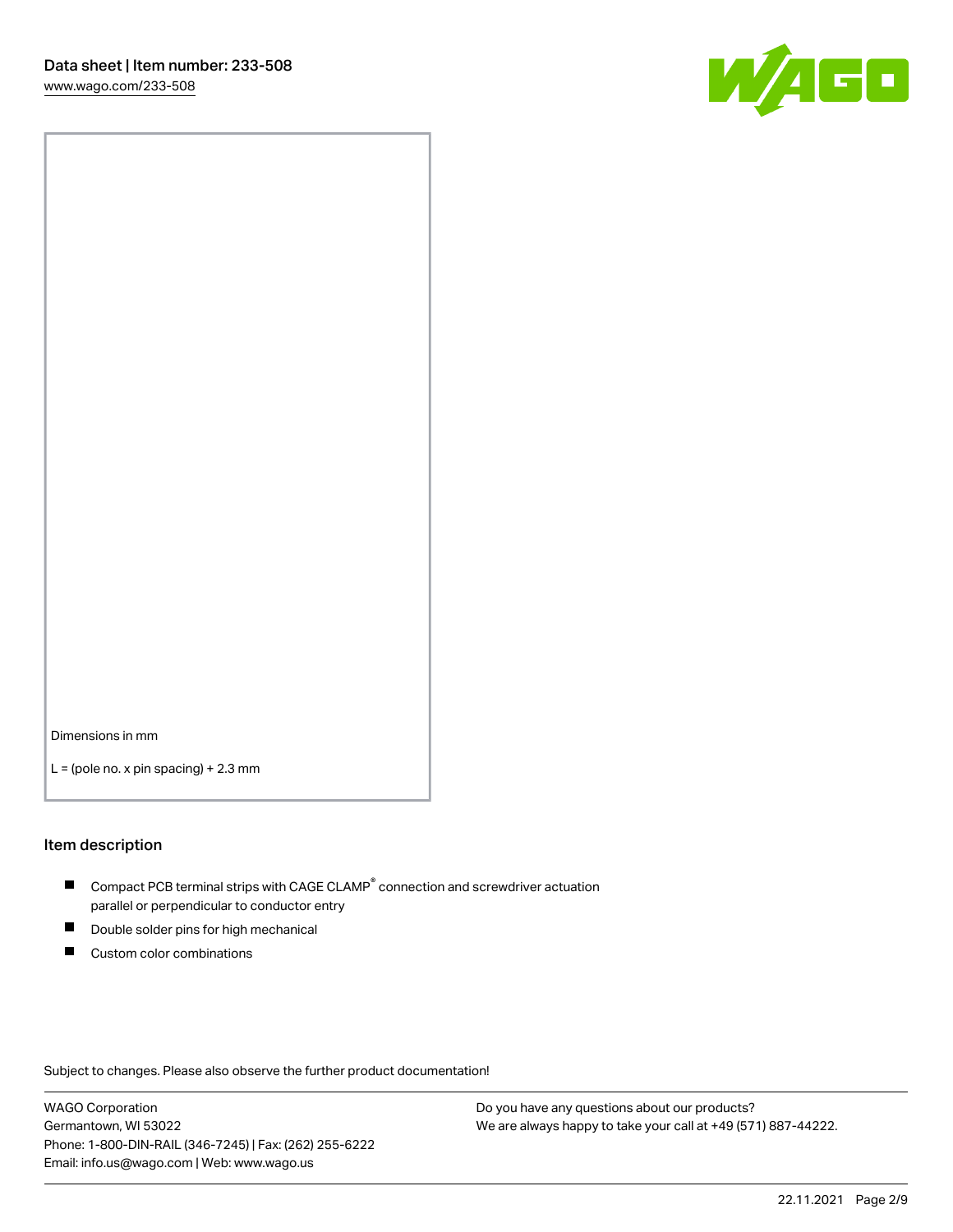Dimensions in mm

L = (pole no. x pin spacing) + 2.3 mm

## Item description

- Compact PCB terminal strips with CAGE CLAMP® connection and screwdriver actuation parallel or perpendicular to conductor entry
- Double solder pins for high mechanical
- Custom color combinations

Subject to changes. Please also observe the further product documentation!

WAGO Corporation
Germantown, WI 53022
Phone: 1-800-DIN-RAIL (346-7245) | Fax: (262) 255-6222
Email: info.us@wago.com | Web: www.wago.us

Do you have any questions about our products?
We are always happy to take your call at +49 (571) 887-44222.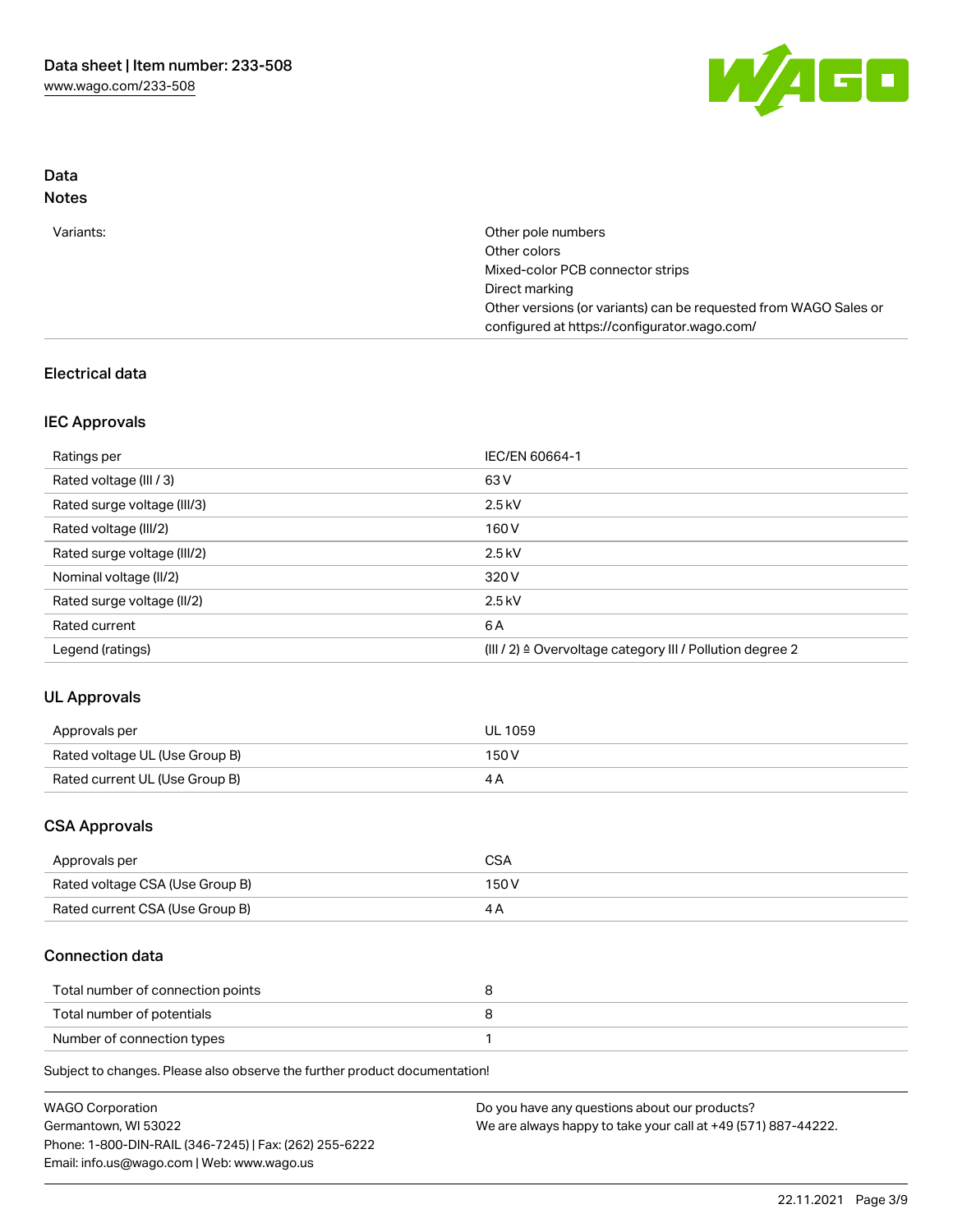## Data

### Notes

| | |
|---|---|
| Variants: | Other pole numbers<br>Other colors<br>Mixed-color PCB connector strips<br>Direct marking<br>Other versions (or variants) can be requested from WAGO Sales or configured at https://configurator.wago.com/ |

## Electrical data

### IEC Approvals

| | |
|---|---|
| Ratings per | IEC/EN 60664-1 |
| Rated voltage (III / 3) | 63 V |
| Rated surge voltage (III/3) | 2.5 kV |
| Rated voltage (III/2) | 160 V |
| Rated surge voltage (III/2) | 2.5 kV |
| Nominal voltage (II/2) | 320 V |
| Rated surge voltage (II/2) | 2.5 kV |
| Rated current | 6 A |
| Legend (ratings) | (III / 2) ≙ Overvoltage category III / Pollution degree 2 |

### UL Approvals

| | |
|---|---|
| Approvals per | UL 1059 |
| Rated voltage UL (Use Group B) | 150 V |
| Rated current UL (Use Group B) | 4 A |

### CSA Approvals

| | |
|---|---|
| Approvals per | CSA |
| Rated voltage CSA (Use Group B) | 150 V |
| Rated current CSA (Use Group B) | 4 A |

### Connection data

| | |
|---|---|
| Total number of connection points | 8 |
| Total number of potentials | 8 |
| Number of connection types | 1 |

Subject to changes. Please also observe the further product documentation!

WAGO Corporation
Germantown, WI 53022
Phone: 1-800-DIN-RAIL (346-7245) | Fax: (262) 255-6222
Email: info.us@wago.com | Web: www.wago.us

Do you have any questions about our products?
We are always happy to take your call at +49 (571) 887-44222.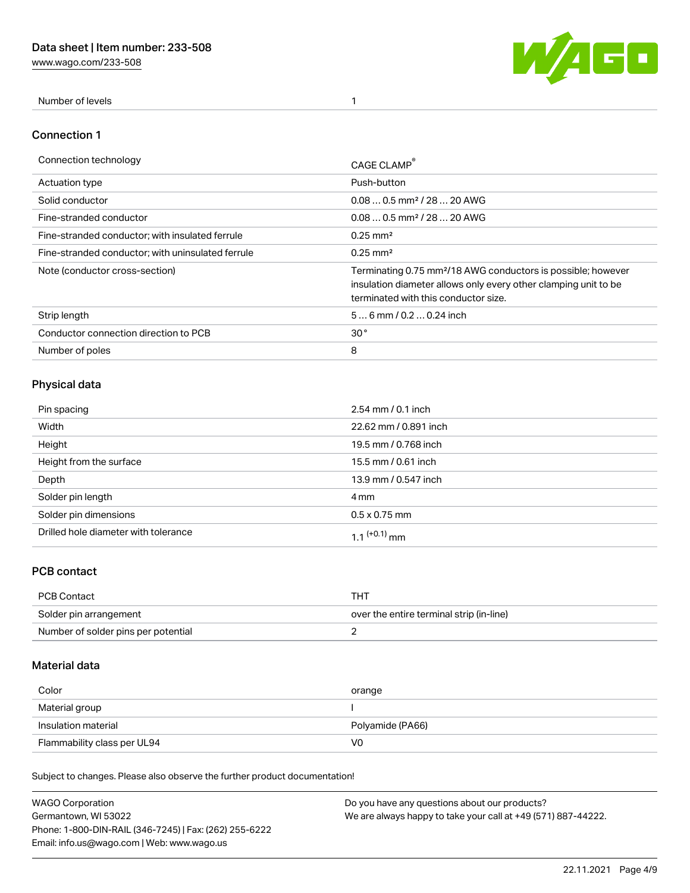| Number of levels | 1 |
|---|---|

## Connection 1

| Connection technology | CAGE CLAMP® |
|---|---|
| Actuation type | Push-button |
| Solid conductor | 0.08 … 0.5 mm² / 28 … 20 AWG |
| Fine-stranded conductor | 0.08 … 0.5 mm² / 28 … 20 AWG |
| Fine-stranded conductor; with insulated ferrule | 0.25 mm² |
| Fine-stranded conductor; with uninsulated ferrule | 0.25 mm² |
| Note (conductor cross-section) | Terminating 0.75 mm²/18 AWG conductors is possible; however insulation diameter allows only every other clamping unit to be terminated with this conductor size. |
| Strip length | 5 … 6 mm / 0.2 … 0.24 inch |
| Conductor connection direction to PCB | 30 ° |
| Number of poles | 8 |

## Physical data

| Pin spacing | 2.54 mm / 0.1 inch |
|---|---|
| Width | 22.62 mm / 0.891 inch |
| Height | 19.5 mm / 0.768 inch |
| Height from the surface | 15.5 mm / 0.61 inch |
| Depth | 13.9 mm / 0.547 inch |
| Solder pin length | 4 mm |
| Solder pin dimensions | 0.5 x 0.75 mm |
| Drilled hole diameter with tolerance | $1.1^{(+0.1)}$ mm |

## PCB contact

| PCB Contact | THT |
|---|---|
| Solder pin arrangement | over the entire terminal strip (in-line) |
| Number of solder pins per potential | 2 |

## Material data

| Color | orange |
|---|---|
| Material group | I |
| Insulation material | Polyamide (PA66) |
| Flammability class per UL94 | V0 |

Subject to changes. Please also observe the further product documentation!

WAGO Corporation
Germantown, WI 53022
Phone: 1-800-DIN-RAIL (346-7245) | Fax: (262) 255-6222
Email: info.us@wago.com | Web: www.wago.us

Do you have any questions about our products?
We are always happy to take your call at +49 (571) 887-44222.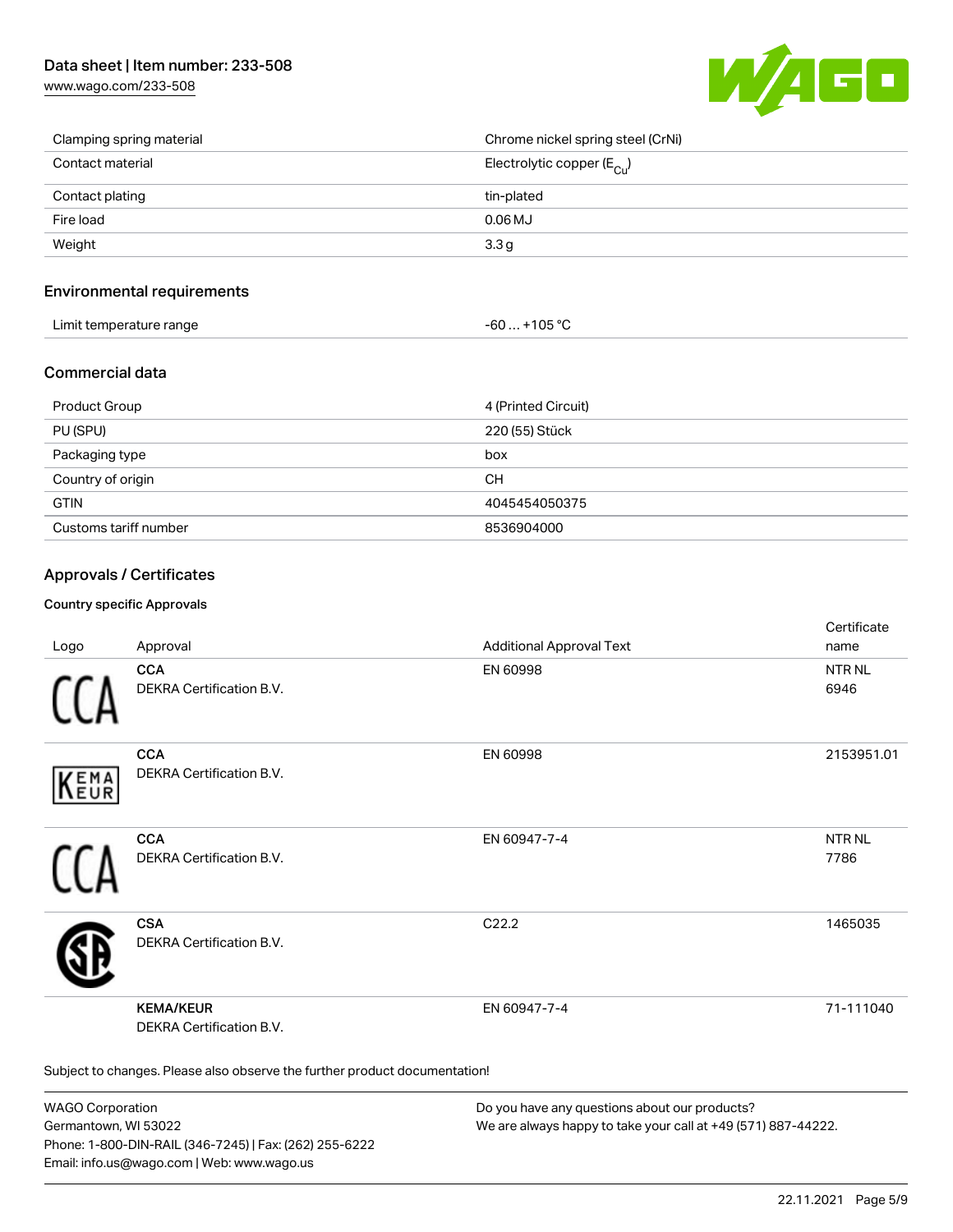| | |
|---|---|
| Clamping spring material | Chrome nickel spring steel (CrNi) |
| Contact material | Electrolytic copper ($E_{Cu}$) |
| Contact plating | tin-plated |
| Fire load | 0.06 MJ |
| Weight | 3.3 g |

## Environmental requirements

| | |
|---|---|
| Limit temperature range | -60 … +105 °C |

## Commercial data

| | |
|---|---|
| Product Group | 4 (Printed Circuit) |
| PU (SPU) | 220 (55) Stück |
| Packaging type | box |
| Country of origin | CH |
| GTIN | 4045454050375 |
| Customs tariff number | 8536904000 |

## Approvals / Certificates

### Country specific Approvals

| Logo | Approval | Additional Approval Text | Certificate name |
|---|---|---|---|
| | **CCA**<br>DEKRA Certification B.V. | EN 60998 | NTR NL 6946 |
| | **CCA**<br>DEKRA Certification B.V. | EN 60998 | 2153951.01 |
| | **CCA**<br>DEKRA Certification B.V. | EN 60947-7-4 | NTR NL 7786 |
| | **CSA**<br>DEKRA Certification B.V. | C22.2 | 1465035 |
| | **KEMA/KEUR**<br>DEKRA Certification B.V. | EN 60947-7-4 | 71-111040 |

Subject to changes. Please also observe the further product documentation!

WAGO Corporation
Germantown, WI 53022
Phone: 1-800-DIN-RAIL (346-7245) | Fax: (262) 255-6222
Email: info.us@wago.com | Web: www.wago.us

Do you have any questions about our products?
We are always happy to take your call at +49 (571) 887-44222.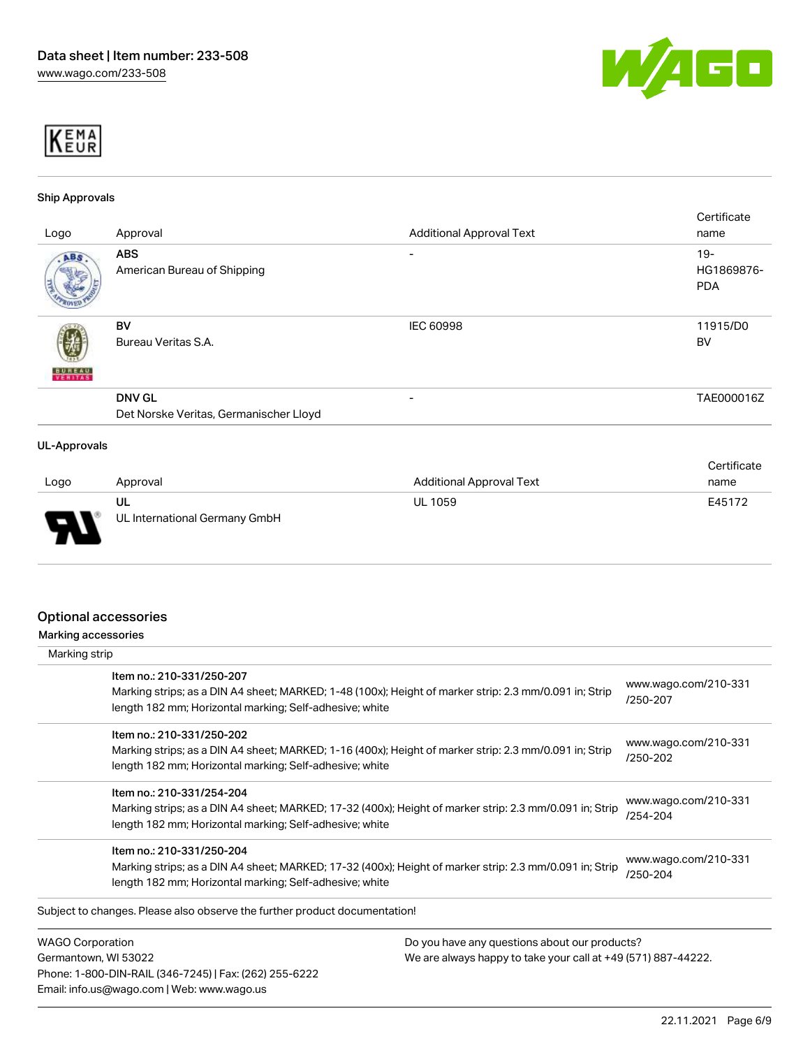### Ship Approvals

| Logo | Approval | Additional Approval Text | Certificate name |
|---|---|---|---|
| | **ABS** American Bureau of Shipping | - | 19-HG1869876-PDA |
| | **BV** Bureau Veritas S.A. | IEC 60998 | 11915/D0 BV |
| | **DNV GL** Det Norske Veritas, Germanischer Lloyd | - | TAE000016Z |

### UL-Approvals

| Logo | Approval | Additional Approval Text | Certificate name |
|---|---|---|---|
| | **UL** UL International Germany GmbH | UL 1059 | E45172 |

## Optional accessories

### Marking accessories

Marking strip

| | |
|---|---|
| **Item no.: 210-331/250-207** Marking strips; as a DIN A4 sheet; MARKED; 1-48 (100x); Height of marker strip: 2.3 mm/0.091 in; Strip length 182 mm; Horizontal marking; Self-adhesive; white | www.wago.com/210-331/250-207 |
| **Item no.: 210-331/250-202** Marking strips; as a DIN A4 sheet; MARKED; 1-16 (400x); Height of marker strip: 2.3 mm/0.091 in; Strip length 182 mm; Horizontal marking; Self-adhesive; white | www.wago.com/210-331/250-202 |
| **Item no.: 210-331/254-204** Marking strips; as a DIN A4 sheet; MARKED; 17-32 (400x); Height of marker strip: 2.3 mm/0.091 in; Strip length 182 mm; Horizontal marking; Self-adhesive; white | www.wago.com/210-331/254-204 |
| **Item no.: 210-331/250-204** Marking strips; as a DIN A4 sheet; MARKED; 17-32 (400x); Height of marker strip: 2.3 mm/0.091 in; Strip length 182 mm; Horizontal marking; Self-adhesive; white | www.wago.com/210-331/250-204 |

Subject to changes. Please also observe the further product documentation!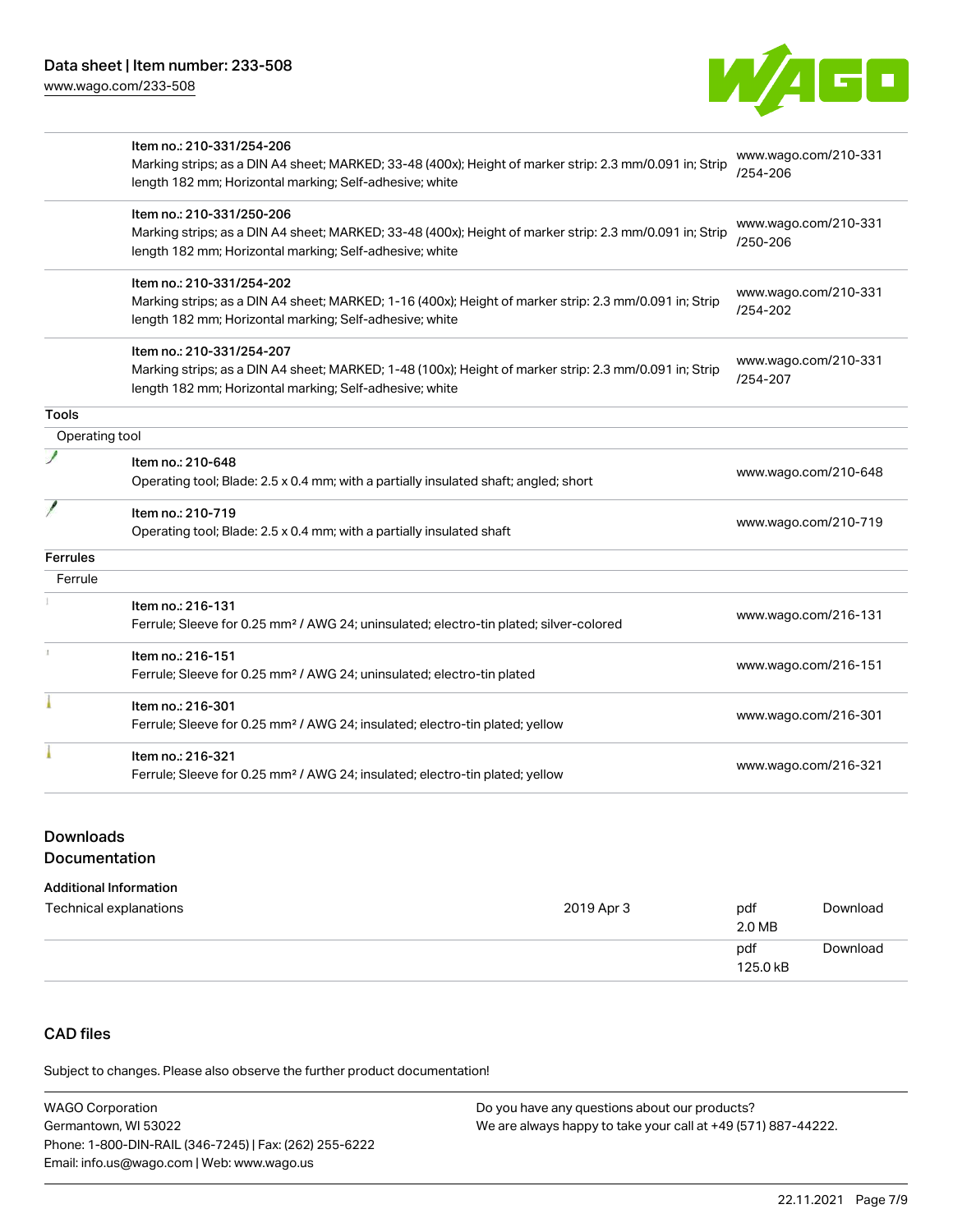| | Item | Link |
|---|---|---|
| | Item no.: 210-331/254-206<br>Marking strips; as a DIN A4 sheet; MARKED; 33-48 (400x); Height of marker strip: 2.3 mm/0.091 in; Strip length 182 mm; Horizontal marking; Self-adhesive; white | www.wago.com/210-331/254-206 |
| | Item no.: 210-331/250-206<br>Marking strips; as a DIN A4 sheet; MARKED; 33-48 (400x); Height of marker strip: 2.3 mm/0.091 in; Strip length 182 mm; Horizontal marking; Self-adhesive; white | www.wago.com/210-331/250-206 |
| | Item no.: 210-331/254-202<br>Marking strips; as a DIN A4 sheet; MARKED; 1-16 (400x); Height of marker strip: 2.3 mm/0.091 in; Strip length 182 mm; Horizontal marking; Self-adhesive; white | www.wago.com/210-331/254-202 |
| | Item no.: 210-331/254-207<br>Marking strips; as a DIN A4 sheet; MARKED; 1-48 (100x); Height of marker strip: 2.3 mm/0.091 in; Strip length 182 mm; Horizontal marking; Self-adhesive; white | www.wago.com/210-331/254-207 |

**Tools**

Operating tool

| | Item | Link |
|---|---|---|
| | Item no.: 210-648<br>Operating tool; Blade: 2.5 x 0.4 mm; with a partially insulated shaft; angled; short | www.wago.com/210-648 |
| | Item no.: 210-719<br>Operating tool; Blade: 2.5 x 0.4 mm; with a partially insulated shaft | www.wago.com/210-719 |

**Ferrules**

Ferrule

| | Item | Link |
|---|---|---|
| | Item no.: 216-131<br>Ferrule; Sleeve for 0.25 mm² / AWG 24; uninsulated; electro-tin plated; silver-colored | www.wago.com/216-131 |
| | Item no.: 216-151<br>Ferrule; Sleeve for 0.25 mm² / AWG 24; uninsulated; electro-tin plated | www.wago.com/216-151 |
| | Item no.: 216-301<br>Ferrule; Sleeve for 0.25 mm² / AWG 24; insulated; electro-tin plated; yellow | www.wago.com/216-301 |
| | Item no.: 216-321<br>Ferrule; Sleeve for 0.25 mm² / AWG 24; insulated; electro-tin plated; yellow | www.wago.com/216-321 |

## Downloads
## Documentation

**Additional Information**

| | | | |
|---|---|---|---|
| Technical explanations | 2019 Apr 3 | pdf<br>2.0 MB | Download |
| | | pdf<br>125.0 kB | Download |

## CAD files

Subject to changes. Please also observe the further product documentation!

WAGO Corporation
Germantown, WI 53022
Phone: 1-800-DIN-RAIL (346-7245) | Fax: (262) 255-6222
Email: info.us@wago.com | Web: www.wago.us

Do you have any questions about our products?
We are always happy to take your call at +49 (571) 887-44222.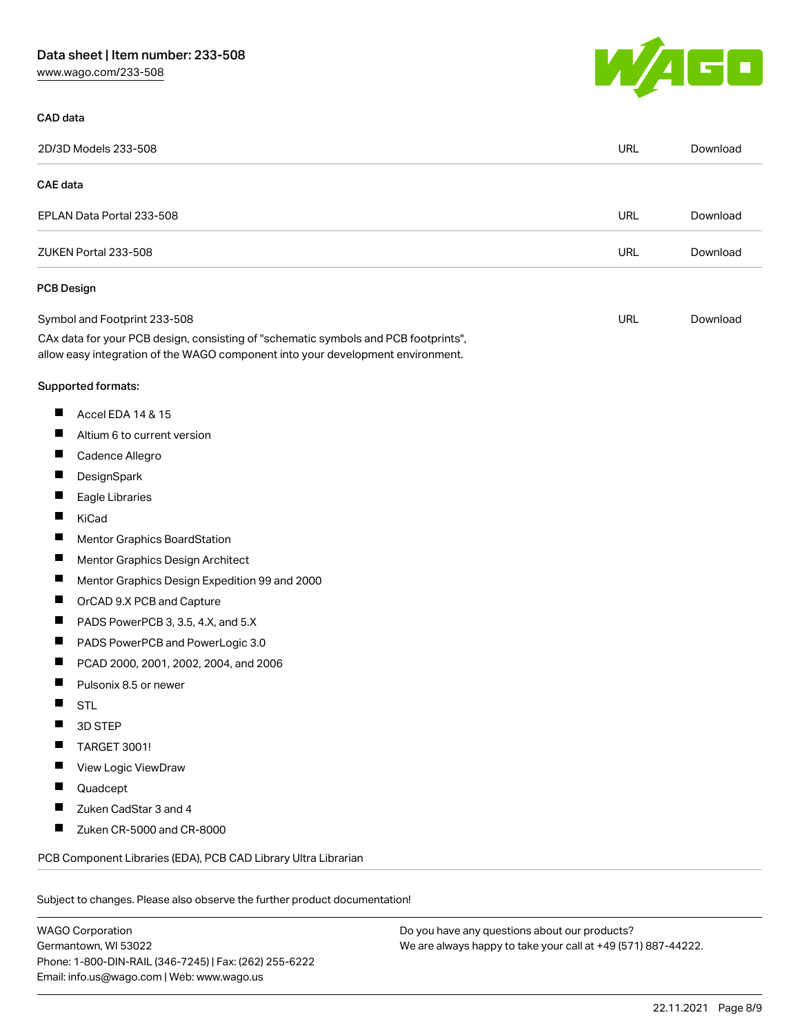#### CAD data

| 2D/3D Models 233-508 | URL | Download |
| --- | --- | --- |

#### CAE data

| EPLAN Data Portal 233-508 | URL | Download |
| --- | --- | --- |
| ZUKEN Portal 233-508 | URL | Download |

#### PCB Design

| Symbol and Footprint 233-508 | URL | Download |
| --- | --- | --- |

CAx data for your PCB design, consisting of "schematic symbols and PCB footprints", allow easy integration of the WAGO component into your development environment.

Supported formats:

- Accel EDA 14 & 15
- Altium 6 to current version
- Cadence Allegro
- DesignSpark
- Eagle Libraries
- KiCad
- Mentor Graphics BoardStation
- Mentor Graphics Design Architect
- Mentor Graphics Design Expedition 99 and 2000
- OrCAD 9.X PCB and Capture
- PADS PowerPCB 3, 3.5, 4.X, and 5.X
- PADS PowerPCB and PowerLogic 3.0
- PCAD 2000, 2001, 2002, 2004, and 2006
- Pulsonix 8.5 or newer
- STL
- 3D STEP
- TARGET 3001!
- View Logic ViewDraw
- Quadcept
- Zuken CadStar 3 and 4
- Zuken CR-5000 and CR-8000

PCB Component Libraries (EDA), PCB CAD Library Ultra Librarian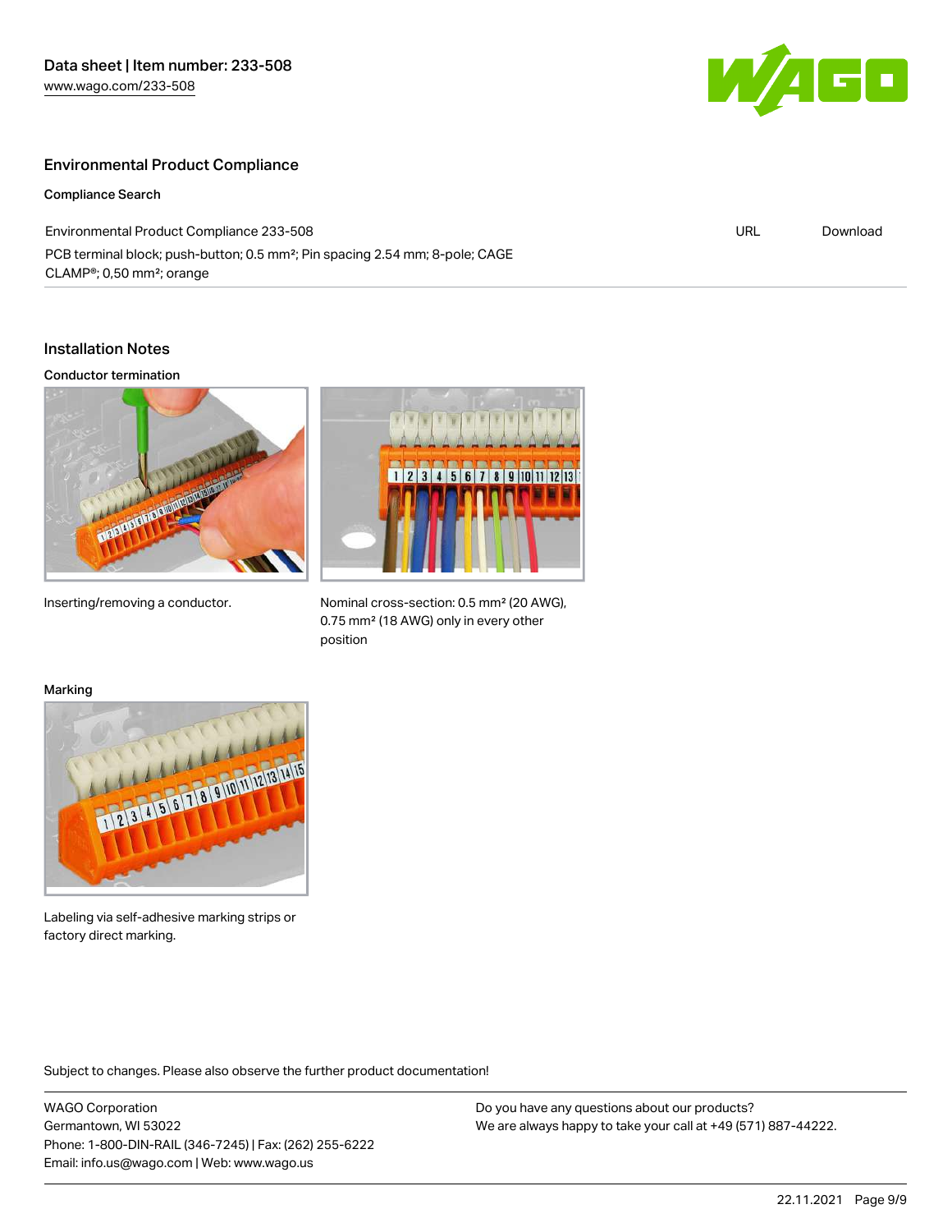## Environmental Product Compliance

### Compliance Search

| | | |
|---|---|---|
| Environmental Product Compliance 233-508<br>PCB terminal block; push-button; 0.5 mm²; Pin spacing 2.54 mm; 8-pole; CAGE CLAMP®; 0,50 mm²; orange | URL | Download |

## Installation Notes

### Conductor termination

Inserting/removing a conductor.

Nominal cross-section: 0.5 mm² (20 AWG), 0.75 mm² (18 AWG) only in every other position

### Marking

Labeling via self-adhesive marking strips or factory direct marking.

Subject to changes. Please also observe the further product documentation!

WAGO Corporation
Germantown, WI 53022
Phone: 1-800-DIN-RAIL (346-7245) | Fax: (262) 255-6222
Email: info.us@wago.com | Web: www.wago.us

Do you have any questions about our products?
We are always happy to take your call at +49 (571) 887-44222.